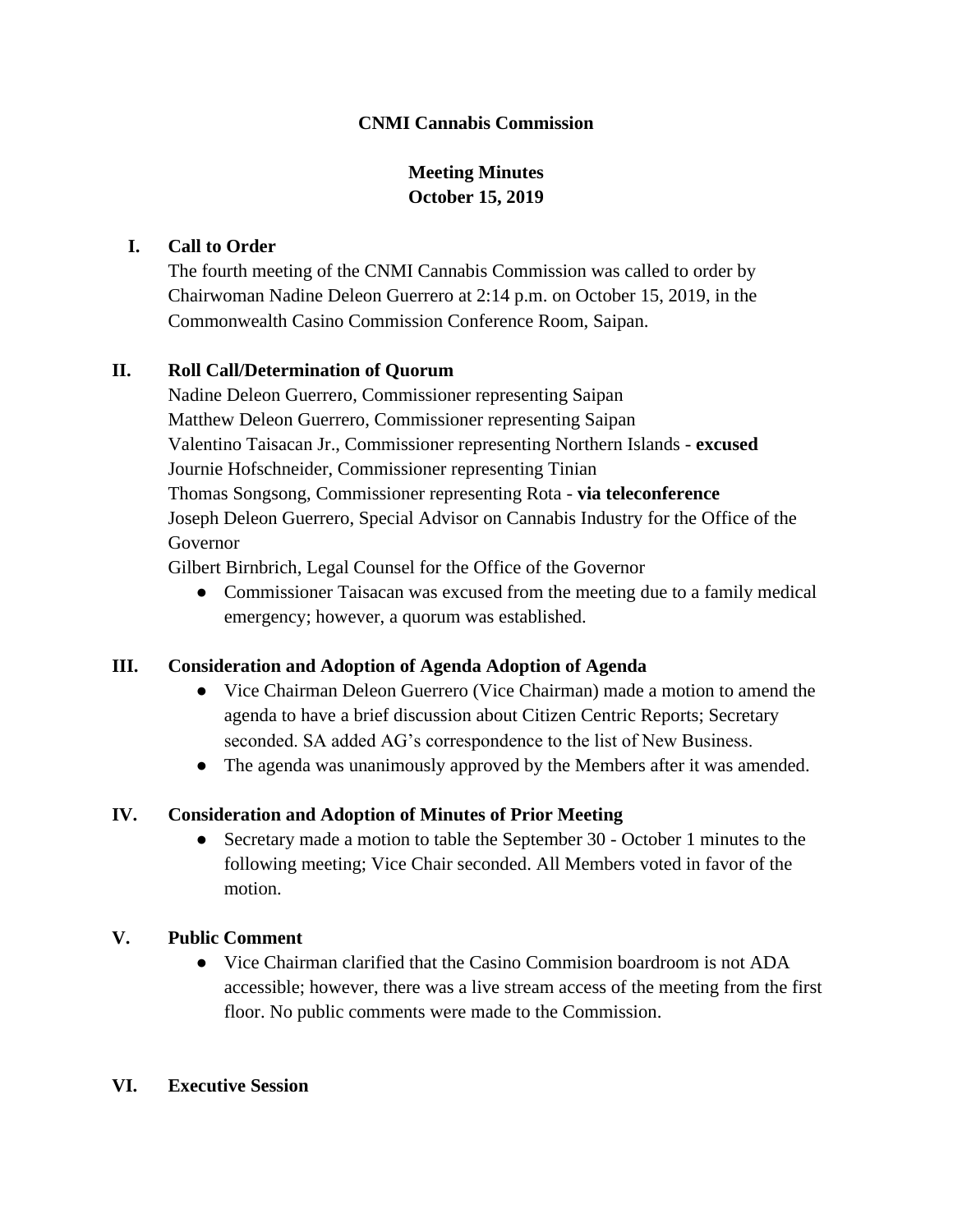**CNMI Cannabis Commission**

**Meeting Minutes**
**October 15, 2019**

## I. Call to Order

The fourth meeting of the CNMI Cannabis Commission was called to order by Chairwoman Nadine Deleon Guerrero at 2:14 p.m. on October 15, 2019, in the Commonwealth Casino Commission Conference Room, Saipan.

## II. Roll Call/Determination of Quorum

Nadine Deleon Guerrero, Commissioner representing Saipan
Matthew Deleon Guerrero, Commissioner representing Saipan
Valentino Taisacan Jr., Commissioner representing Northern Islands - **excused**
Journie Hofschneider, Commissioner representing Tinian
Thomas Songsong, Commissioner representing Rota - **via teleconference**
Joseph Deleon Guerrero, Special Advisor on Cannabis Industry for the Office of the Governor
Gilbert Birnbrich, Legal Counsel for the Office of the Governor

- Commissioner Taisacan was excused from the meeting due to a family medical emergency; however, a quorum was established.

## III. Consideration and Adoption of Agenda Adoption of Agenda

- Vice Chairman Deleon Guerrero (Vice Chairman) made a motion to amend the agenda to have a brief discussion about Citizen Centric Reports; Secretary seconded. SA added AG's correspondence to the list of New Business.
- The agenda was unanimously approved by the Members after it was amended.

## IV. Consideration and Adoption of Minutes of Prior Meeting

- Secretary made a motion to table the September 30 - October 1 minutes to the following meeting; Vice Chair seconded. All Members voted in favor of the motion.

## V. Public Comment

- Vice Chairman clarified that the Casino Commision boardroom is not ADA accessible; however, there was a live stream access of the meeting from the first floor. No public comments were made to the Commission.

## VI. Executive Session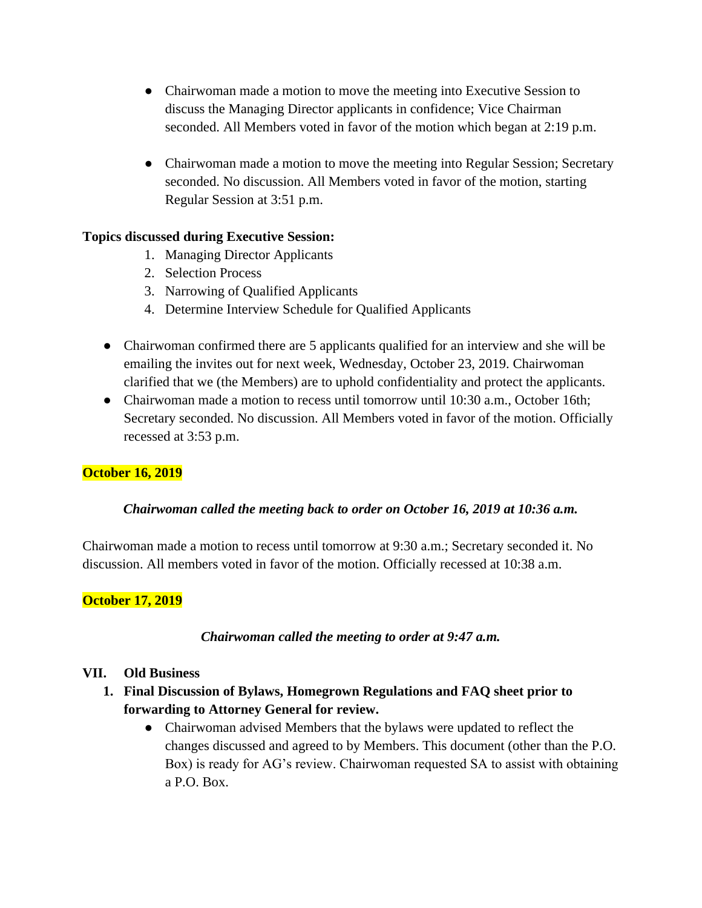- Chairwoman made a motion to move the meeting into Executive Session to discuss the Managing Director applicants in confidence; Vice Chairman seconded. All Members voted in favor of the motion which began at 2:19 p.m.

- Chairwoman made a motion to move the meeting into Regular Session; Secretary seconded. No discussion. All Members voted in favor of the motion, starting Regular Session at 3:51 p.m.

**Topics discussed during Executive Session:**

1. Managing Director Applicants
2. Selection Process
3. Narrowing of Qualified Applicants
4. Determine Interview Schedule for Qualified Applicants

- Chairwoman confirmed there are 5 applicants qualified for an interview and she will be emailing the invites out for next week, Wednesday, October 23, 2019. Chairwoman clarified that we (the Members) are to uphold confidentiality and protect the applicants.
- Chairwoman made a motion to recess until tomorrow until 10:30 a.m., October 16th; Secretary seconded. No discussion. All Members voted in favor of the motion. Officially recessed at 3:53 p.m.

**October 16, 2019**

***Chairwoman called the meeting back to order on October 16, 2019 at 10:36 a.m.***

Chairwoman made a motion to recess until tomorrow at 9:30 a.m.; Secretary seconded it. No discussion. All members voted in favor of the motion. Officially recessed at 10:38 a.m.

**October 17, 2019**

***Chairwoman called the meeting to order at 9:47 a.m.***

## VII. Old Business

1. **Final Discussion of Bylaws, Homegrown Regulations and FAQ sheet prior to forwarding to Attorney General for review.**
   - Chairwoman advised Members that the bylaws were updated to reflect the changes discussed and agreed to by Members. This document (other than the P.O. Box) is ready for AG's review. Chairwoman requested SA to assist with obtaining a P.O. Box.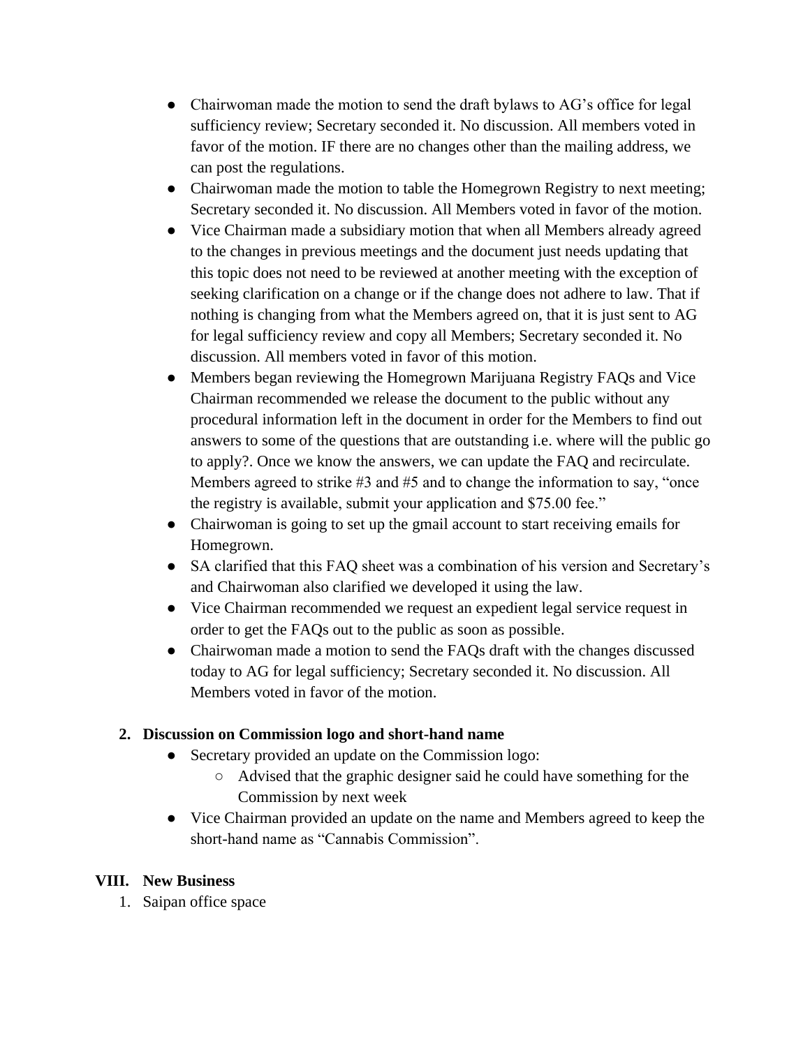- Chairwoman made the motion to send the draft bylaws to AG's office for legal sufficiency review; Secretary seconded it. No discussion. All members voted in favor of the motion. IF there are no changes other than the mailing address, we can post the regulations.
- Chairwoman made the motion to table the Homegrown Registry to next meeting; Secretary seconded it. No discussion. All Members voted in favor of the motion.
- Vice Chairman made a subsidiary motion that when all Members already agreed to the changes in previous meetings and the document just needs updating that this topic does not need to be reviewed at another meeting with the exception of seeking clarification on a change or if the change does not adhere to law. That if nothing is changing from what the Members agreed on, that it is just sent to AG for legal sufficiency review and copy all Members; Secretary seconded it. No discussion. All members voted in favor of this motion.
- Members began reviewing the Homegrown Marijuana Registry FAQs and Vice Chairman recommended we release the document to the public without any procedural information left in the document in order for the Members to find out answers to some of the questions that are outstanding i.e. where will the public go to apply?. Once we know the answers, we can update the FAQ and recirculate. Members agreed to strike #3 and #5 and to change the information to say, "once the registry is available, submit your application and $75.00 fee."
- Chairwoman is going to set up the gmail account to start receiving emails for Homegrown.
- SA clarified that this FAQ sheet was a combination of his version and Secretary's and Chairwoman also clarified we developed it using the law.
- Vice Chairman recommended we request an expedient legal service request in order to get the FAQs out to the public as soon as possible.
- Chairwoman made a motion to send the FAQs draft with the changes discussed today to AG for legal sufficiency; Secretary seconded it. No discussion. All Members voted in favor of the motion.

2. **Discussion on Commission logo and short-hand name**
   - Secretary provided an update on the Commission logo:
     - Advised that the graphic designer said he could have something for the Commission by next week
   - Vice Chairman provided an update on the name and Members agreed to keep the short-hand name as "Cannabis Commission".

## VIII. New Business

1. Saipan office space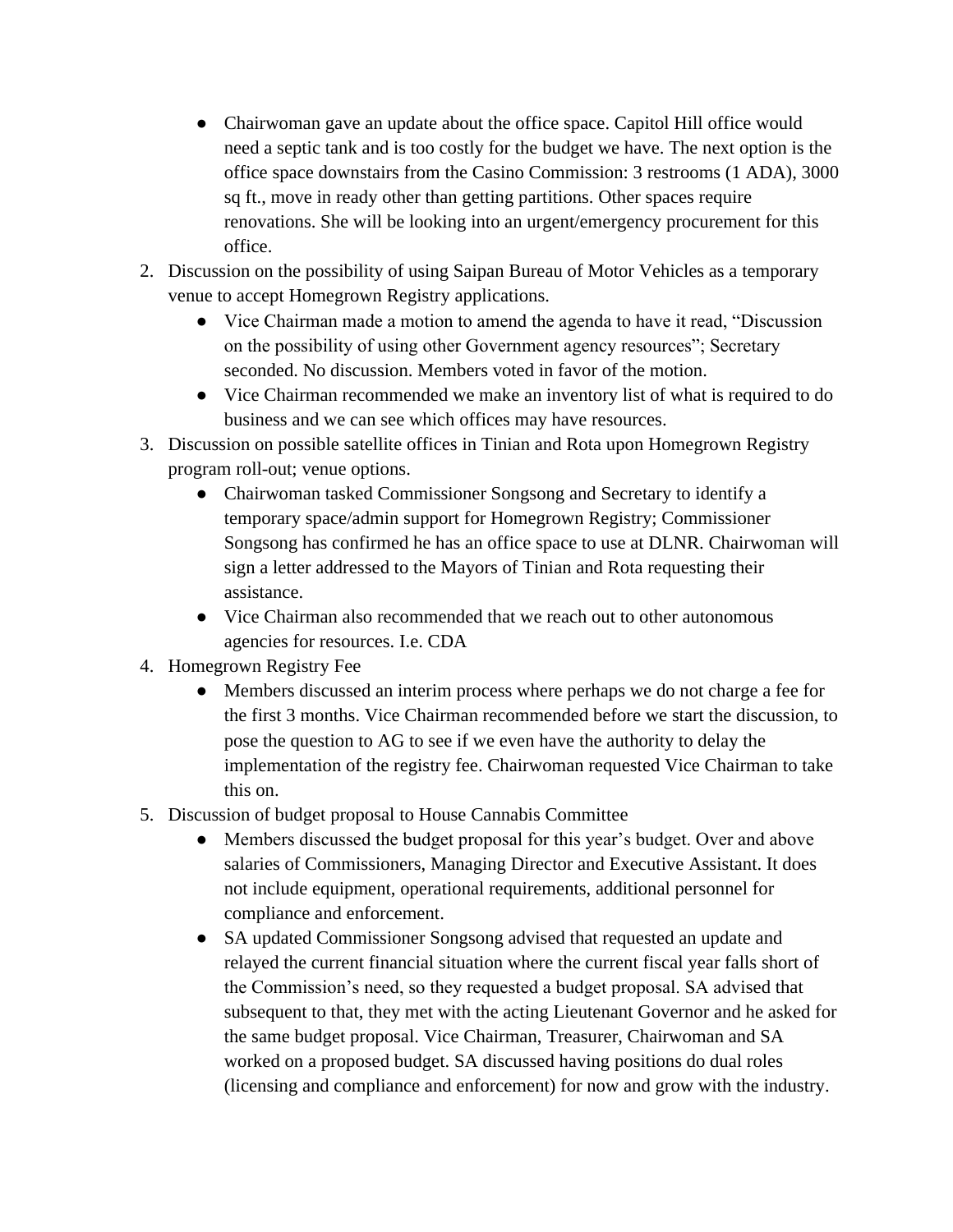- Chairwoman gave an update about the office space. Capitol Hill office would need a septic tank and is too costly for the budget we have. The next option is the office space downstairs from the Casino Commission: 3 restrooms (1 ADA), 3000 sq ft., move in ready other than getting partitions. Other spaces require renovations. She will be looking into an urgent/emergency procurement for this office.

2. Discussion on the possibility of using Saipan Bureau of Motor Vehicles as a temporary venue to accept Homegrown Registry applications.
   - Vice Chairman made a motion to amend the agenda to have it read, "Discussion on the possibility of using other Government agency resources"; Secretary seconded. No discussion. Members voted in favor of the motion.
   - Vice Chairman recommended we make an inventory list of what is required to do business and we can see which offices may have resources.
3. Discussion on possible satellite offices in Tinian and Rota upon Homegrown Registry program roll-out; venue options.
   - Chairwoman tasked Commissioner Songsong and Secretary to identify a temporary space/admin support for Homegrown Registry; Commissioner Songsong has confirmed he has an office space to use at DLNR. Chairwoman will sign a letter addressed to the Mayors of Tinian and Rota requesting their assistance.
   - Vice Chairman also recommended that we reach out to other autonomous agencies for resources. I.e. CDA
4. Homegrown Registry Fee
   - Members discussed an interim process where perhaps we do not charge a fee for the first 3 months. Vice Chairman recommended before we start the discussion, to pose the question to AG to see if we even have the authority to delay the implementation of the registry fee. Chairwoman requested Vice Chairman to take this on.
5. Discussion of budget proposal to House Cannabis Committee
   - Members discussed the budget proposal for this year's budget. Over and above salaries of Commissioners, Managing Director and Executive Assistant. It does not include equipment, operational requirements, additional personnel for compliance and enforcement.
   - SA updated Commissioner Songsong advised that requested an update and relayed the current financial situation where the current fiscal year falls short of the Commission's need, so they requested a budget proposal. SA advised that subsequent to that, they met with the acting Lieutenant Governor and he asked for the same budget proposal. Vice Chairman, Treasurer, Chairwoman and SA worked on a proposed budget. SA discussed having positions do dual roles (licensing and compliance and enforcement) for now and grow with the industry.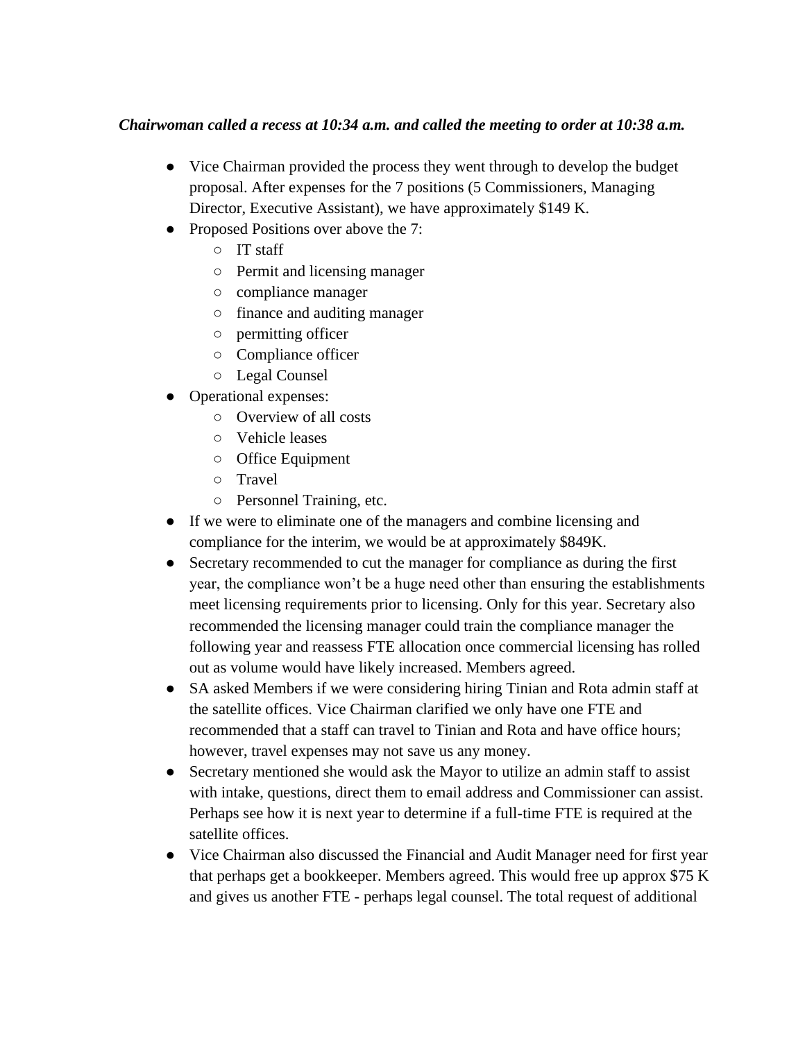***Chairwoman called a recess at 10:34 a.m. and called the meeting to order at 10:38 a.m.***

- Vice Chairman provided the process they went through to develop the budget proposal. After expenses for the 7 positions (5 Commissioners, Managing Director, Executive Assistant), we have approximately $149 K.
- Proposed Positions over above the 7:
    - IT staff
    - Permit and licensing manager
    - compliance manager
    - finance and auditing manager
    - permitting officer
    - Compliance officer
    - Legal Counsel
- Operational expenses:
    - Overview of all costs
    - Vehicle leases
    - Office Equipment
    - Travel
    - Personnel Training, etc.
- If we were to eliminate one of the managers and combine licensing and compliance for the interim, we would be at approximately $849K.
- Secretary recommended to cut the manager for compliance as during the first year, the compliance won't be a huge need other than ensuring the establishments meet licensing requirements prior to licensing. Only for this year. Secretary also recommended the licensing manager could train the compliance manager the following year and reassess FTE allocation once commercial licensing has rolled out as volume would have likely increased. Members agreed.
- SA asked Members if we were considering hiring Tinian and Rota admin staff at the satellite offices. Vice Chairman clarified we only have one FTE and recommended that a staff can travel to Tinian and Rota and have office hours; however, travel expenses may not save us any money.
- Secretary mentioned she would ask the Mayor to utilize an admin staff to assist with intake, questions, direct them to email address and Commissioner can assist. Perhaps see how it is next year to determine if a full-time FTE is required at the satellite offices.
- Vice Chairman also discussed the Financial and Audit Manager need for first year that perhaps get a bookkeeper. Members agreed. This would free up approx $75 K and gives us another FTE - perhaps legal counsel. The total request of additional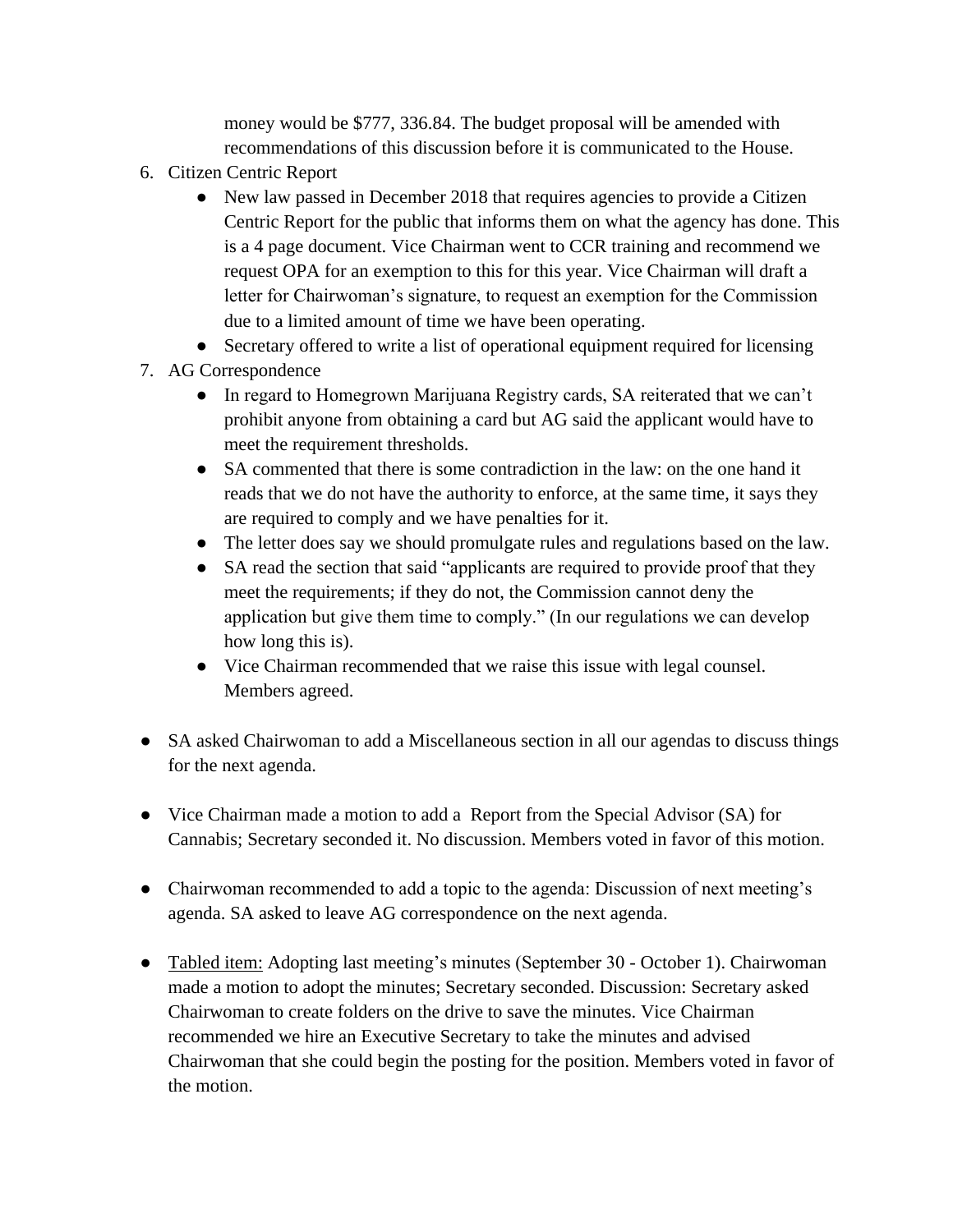money would be $777, 336.84. The budget proposal will be amended with recommendations of this discussion before it is communicated to the House.

6. Citizen Centric Report
    - New law passed in December 2018 that requires agencies to provide a Citizen Centric Report for the public that informs them on what the agency has done. This is a 4 page document. Vice Chairman went to CCR training and recommend we request OPA for an exemption to this for this year. Vice Chairman will draft a letter for Chairwoman's signature, to request an exemption for the Commission due to a limited amount of time we have been operating.
    - Secretary offered to write a list of operational equipment required for licensing
7. AG Correspondence
    - In regard to Homegrown Marijuana Registry cards, SA reiterated that we can't prohibit anyone from obtaining a card but AG said the applicant would have to meet the requirement thresholds.
    - SA commented that there is some contradiction in the law: on the one hand it reads that we do not have the authority to enforce, at the same time, it says they are required to comply and we have penalties for it.
    - The letter does say we should promulgate rules and regulations based on the law.
    - SA read the section that said "applicants are required to provide proof that they meet the requirements; if they do not, the Commission cannot deny the application but give them time to comply." (In our regulations we can develop how long this is).
    - Vice Chairman recommended that we raise this issue with legal counsel. Members agreed.

- SA asked Chairwoman to add a Miscellaneous section in all our agendas to discuss things for the next agenda.

- Vice Chairman made a motion to add a Report from the Special Advisor (SA) for Cannabis; Secretary seconded it. No discussion. Members voted in favor of this motion.

- Chairwoman recommended to add a topic to the agenda: Discussion of next meeting's agenda. SA asked to leave AG correspondence on the next agenda.

- Tabled item: Adopting last meeting's minutes (September 30 - October 1). Chairwoman made a motion to adopt the minutes; Secretary seconded. Discussion: Secretary asked Chairwoman to create folders on the drive to save the minutes. Vice Chairman recommended we hire an Executive Secretary to take the minutes and advised Chairwoman that she could begin the posting for the position. Members voted in favor of the motion.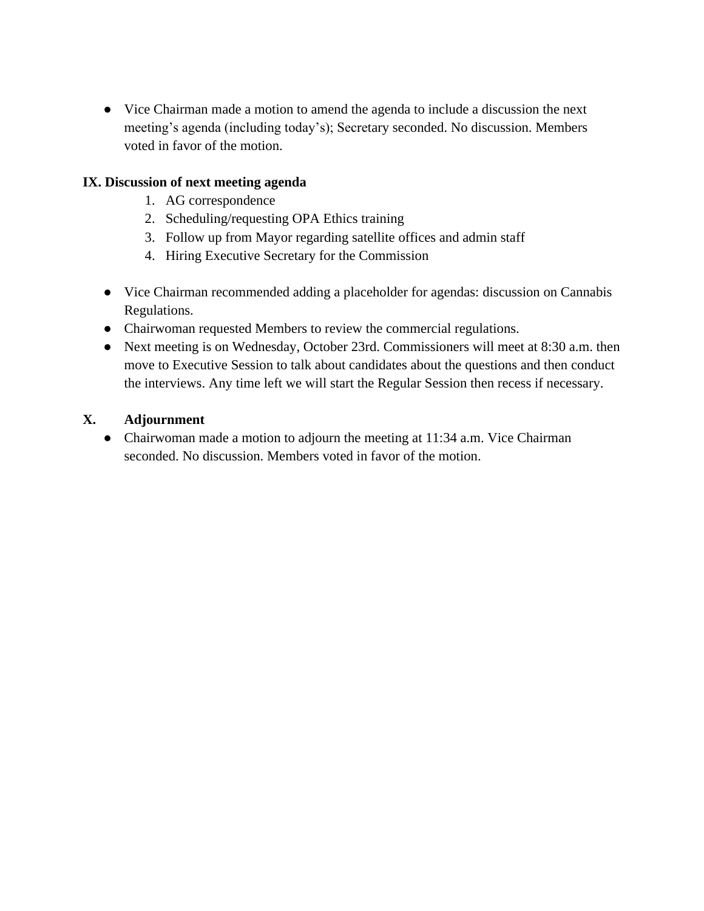- Vice Chairman made a motion to amend the agenda to include a discussion the next meeting's agenda (including today's); Secretary seconded. No discussion. Members voted in favor of the motion.

**IX. Discussion of next meeting agenda**

1. AG correspondence
2. Scheduling/requesting OPA Ethics training
3. Follow up from Mayor regarding satellite offices and admin staff
4. Hiring Executive Secretary for the Commission

- Vice Chairman recommended adding a placeholder for agendas: discussion on Cannabis Regulations.
- Chairwoman requested Members to review the commercial regulations.
- Next meeting is on Wednesday, October 23rd. Commissioners will meet at 8:30 a.m. then move to Executive Session to talk about candidates about the questions and then conduct the interviews. Any time left we will start the Regular Session then recess if necessary.

**X. Adjournment**

- Chairwoman made a motion to adjourn the meeting at 11:34 a.m. Vice Chairman seconded. No discussion. Members voted in favor of the motion.